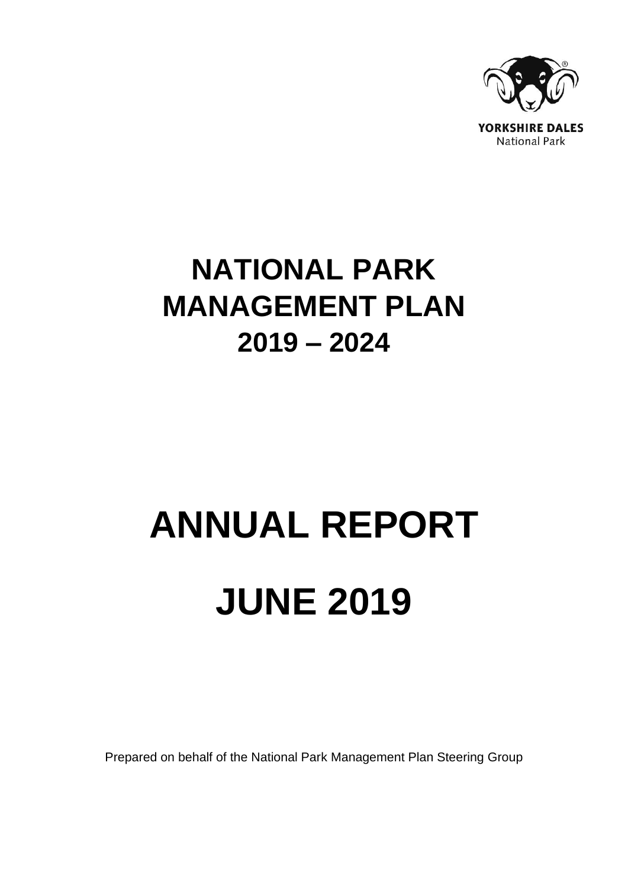YORKSHIRE DALES
National Park

# NATIONAL PARK MANAGEMENT PLAN 2019 – 2024

# ANNUAL REPORT

# JUNE 2019

Prepared on behalf of the National Park Management Plan Steering Group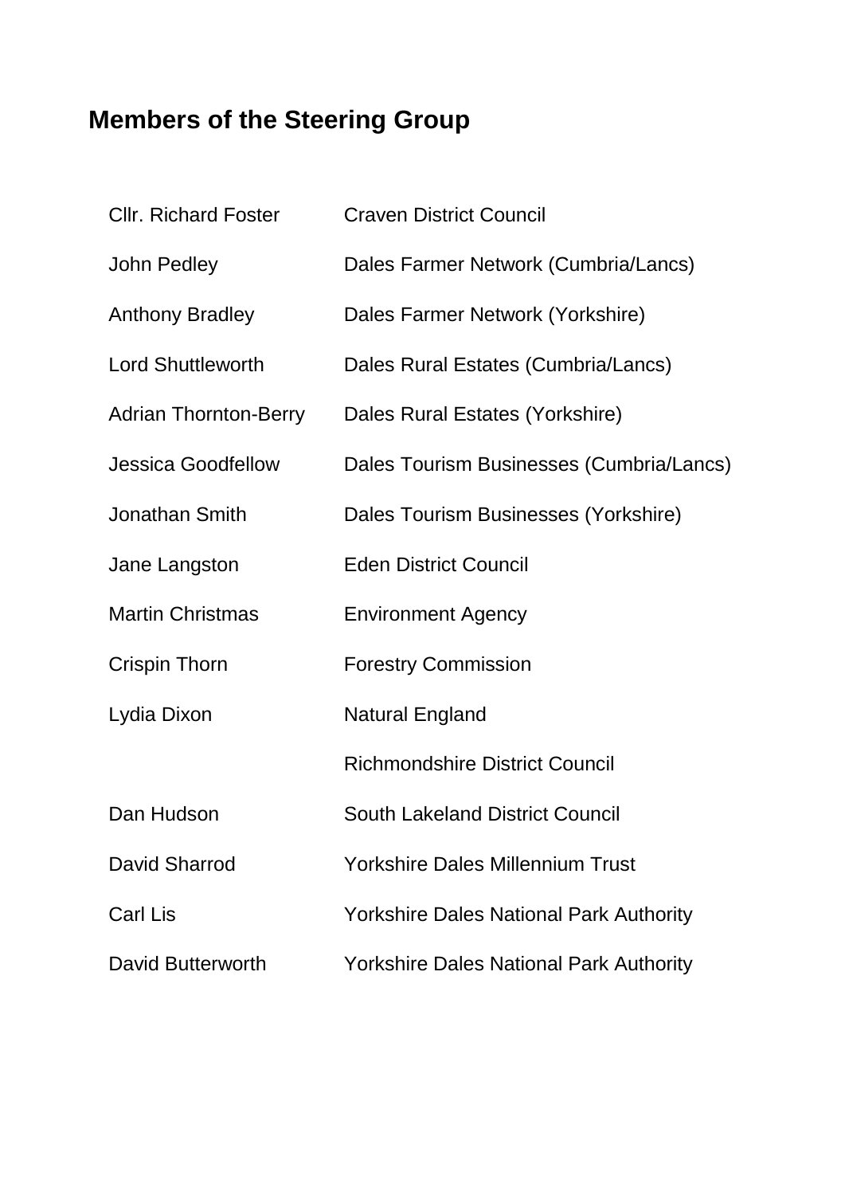## Members of the Steering Group

| | |
|---|---|
| Cllr. Richard Foster | Craven District Council |
| John Pedley | Dales Farmer Network (Cumbria/Lancs) |
| Anthony Bradley | Dales Farmer Network (Yorkshire) |
| Lord Shuttleworth | Dales Rural Estates (Cumbria/Lancs) |
| Adrian Thornton-Berry | Dales Rural Estates (Yorkshire) |
| Jessica Goodfellow | Dales Tourism Businesses (Cumbria/Lancs) |
| Jonathan Smith | Dales Tourism Businesses (Yorkshire) |
| Jane Langston | Eden District Council |
| Martin Christmas | Environment Agency |
| Crispin Thorn | Forestry Commission |
| Lydia Dixon | Natural England |
| | Richmondshire District Council |
| Dan Hudson | South Lakeland District Council |
| David Sharrod | Yorkshire Dales Millennium Trust |
| Carl Lis | Yorkshire Dales National Park Authority |
| David Butterworth | Yorkshire Dales National Park Authority |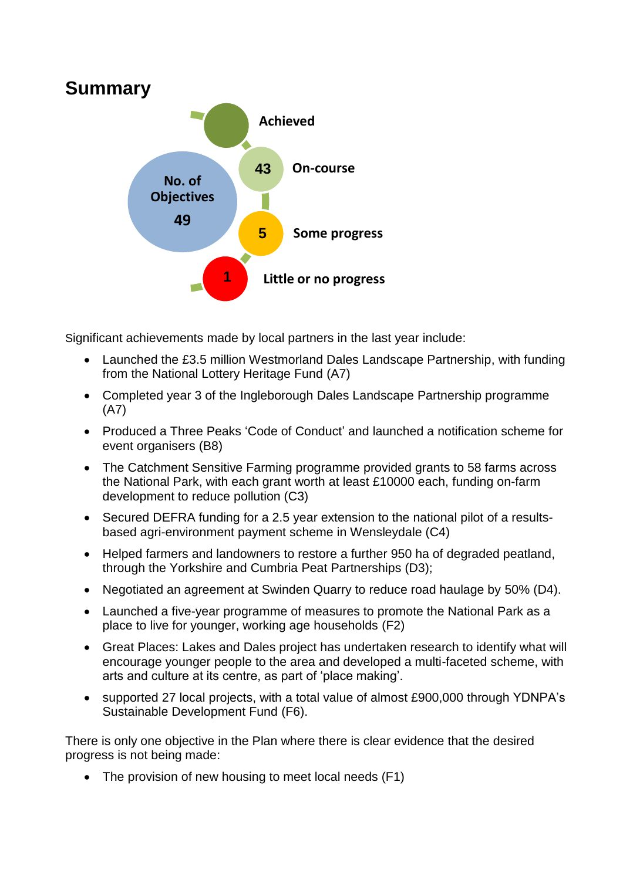## Summary

No. of Objectives 49

- Achieved
- 43 On-course
- 5 Some progress
- 1 Little or no progress

Significant achievements made by local partners in the last year include:

- Launched the £3.5 million Westmorland Dales Landscape Partnership, with funding from the National Lottery Heritage Fund (A7)
- Completed year 3 of the Ingleborough Dales Landscape Partnership programme (A7)
- Produced a Three Peaks 'Code of Conduct' and launched a notification scheme for event organisers (B8)
- The Catchment Sensitive Farming programme provided grants to 58 farms across the National Park, with each grant worth at least £10000 each, funding on-farm development to reduce pollution (C3)
- Secured DEFRA funding for a 2.5 year extension to the national pilot of a results-based agri-environment payment scheme in Wensleydale (C4)
- Helped farmers and landowners to restore a further 950 ha of degraded peatland, through the Yorkshire and Cumbria Peat Partnerships (D3);
- Negotiated an agreement at Swinden Quarry to reduce road haulage by 50% (D4).
- Launched a five-year programme of measures to promote the National Park as a place to live for younger, working age households (F2)
- Great Places: Lakes and Dales project has undertaken research to identify what will encourage younger people to the area and developed a multi-faceted scheme, with arts and culture at its centre, as part of 'place making'.
- supported 27 local projects, with a total value of almost £900,000 through YDNPA's Sustainable Development Fund (F6).

There is only one objective in the Plan where there is clear evidence that the desired progress is not being made:

- The provision of new housing to meet local needs (F1)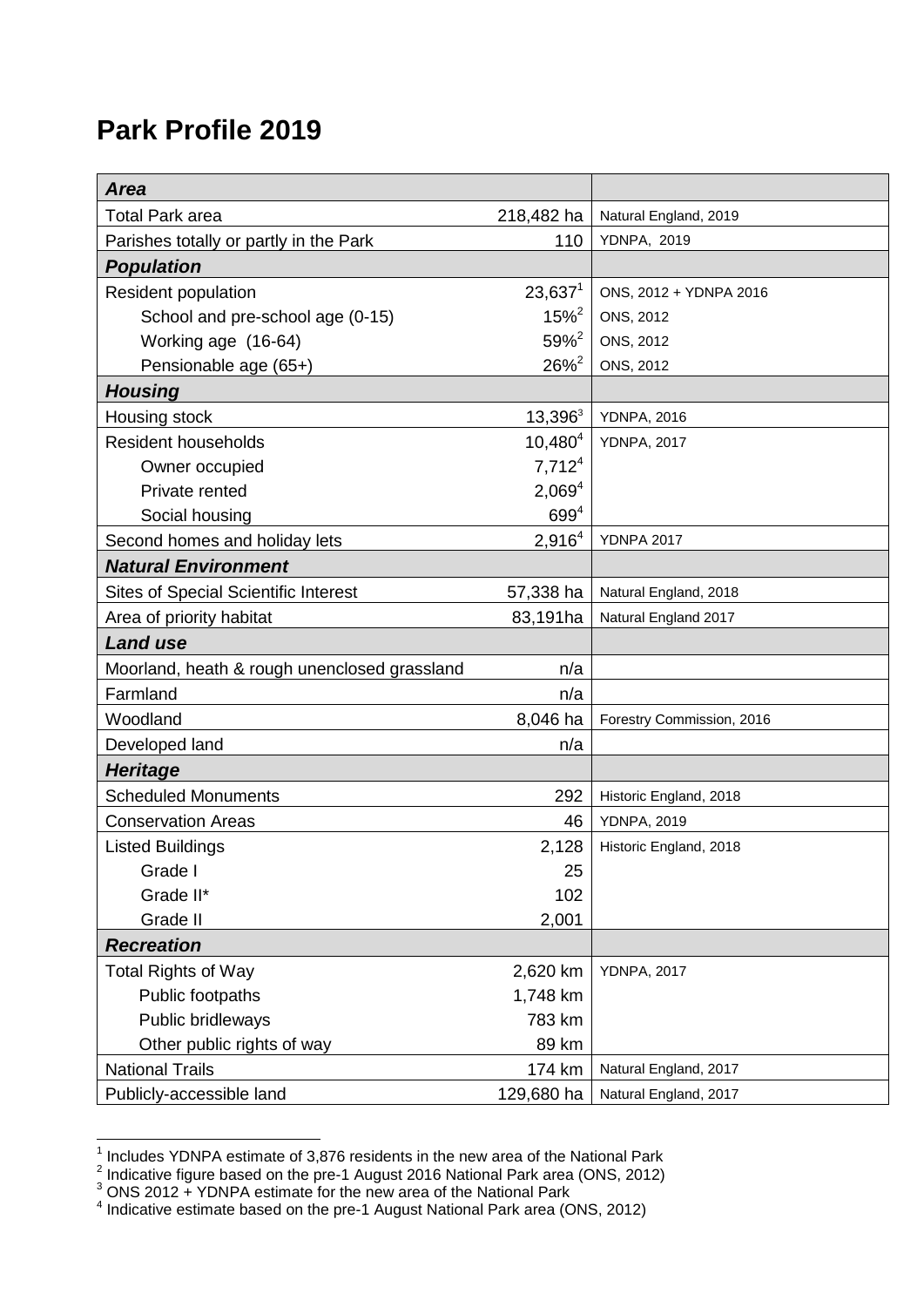# Park Profile 2019

| ***Area*** | | |
|---|---|---|
| Total Park area | 218,482 ha | Natural England, 2019 |
| Parishes totally or partly in the Park | 110 | YDNPA, 2019 |
| ***Population*** | | |
| Resident population | 23,637[1] | ONS, 2012 + YDNPA 2016 |
| School and pre-school age (0-15) | 15%[2] | ONS, 2012 |
| Working age (16-64) | 59%[2] | ONS, 2012 |
| Pensionable age (65+) | 26%[2] | ONS, 2012 |
| ***Housing*** | | |
| Housing stock | 13,396[3] | YDNPA, 2016 |
| Resident households | 10,480[4] | YDNPA, 2017 |
| Owner occupied | 7,712[4] | |
| Private rented | 2,069[4] | |
| Social housing | 699[4] | |
| Second homes and holiday lets | 2,916[4] | YDNPA 2017 |
| ***Natural Environment*** | | |
| Sites of Special Scientific Interest | 57,338 ha | Natural England, 2018 |
| Area of priority habitat | 83,191ha | Natural England 2017 |
| ***Land use*** | | |
| Moorland, heath & rough unenclosed grassland | n/a | |
| Farmland | n/a | |
| Woodland | 8,046 ha | Forestry Commission, 2016 |
| Developed land | n/a | |
| ***Heritage*** | | |
| Scheduled Monuments | 292 | Historic England, 2018 |
| Conservation Areas | 46 | YDNPA, 2019 |
| Listed Buildings | 2,128 | Historic England, 2018 |
| Grade I | 25 | |
| Grade II* | 102 | |
| Grade II | 2,001 | |
| ***Recreation*** | | |
| Total Rights of Way | 2,620 km | YDNPA, 2017 |
| Public footpaths | 1,748 km | |
| Public bridleways | 783 km | |
| Other public rights of way | 89 km | |
| National Trails | 174 km | Natural England, 2017 |
| Publicly-accessible land | 129,680 ha | Natural England, 2017 |

[1] Includes YDNPA estimate of 3,876 residents in the new area of the National Park
[2] Indicative figure based on the pre-1 August 2016 National Park area (ONS, 2012)
[3] ONS 2012 + YDNPA estimate for the new area of the National Park
[4] Indicative estimate based on the pre-1 August National Park area (ONS, 2012)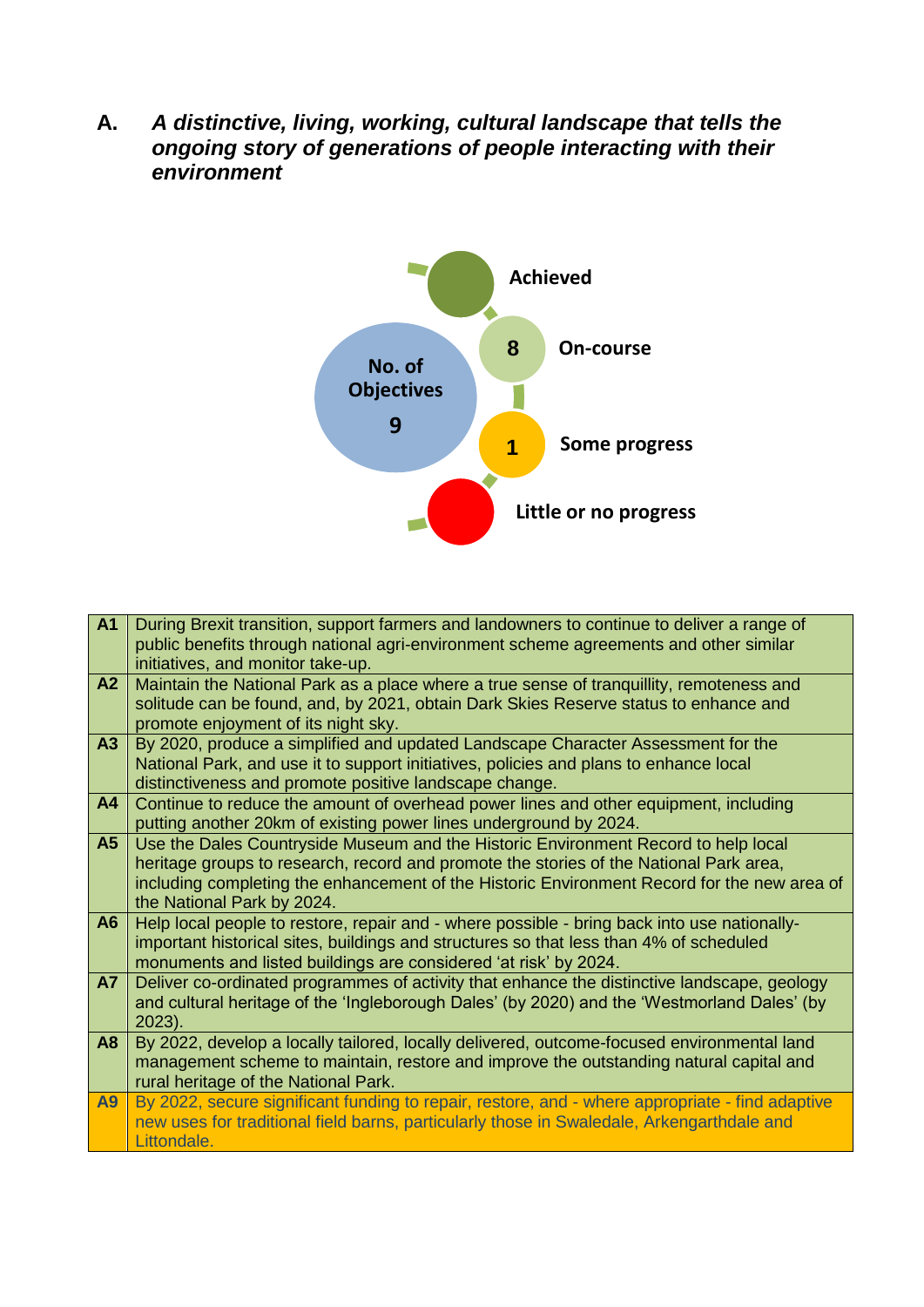## A. *A distinctive, living, working, cultural landscape that tells the ongoing story of generations of people interacting with their environment*

No. of Objectives 9

Achieved

8 On-course

1 Some progress

Little or no progress

| | |
|---|---|
| **A1** | During Brexit transition, support farmers and landowners to continue to deliver a range of public benefits through national agri-environment scheme agreements and other similar initiatives, and monitor take-up. |
| **A2** | Maintain the National Park as a place where a true sense of tranquillity, remoteness and solitude can be found, and, by 2021, obtain Dark Skies Reserve status to enhance and promote enjoyment of its night sky. |
| **A3** | By 2020, produce a simplified and updated Landscape Character Assessment for the National Park, and use it to support initiatives, policies and plans to enhance local distinctiveness and promote positive landscape change. |
| **A4** | Continue to reduce the amount of overhead power lines and other equipment, including putting another 20km of existing power lines underground by 2024. |
| **A5** | Use the Dales Countryside Museum and the Historic Environment Record to help local heritage groups to research, record and promote the stories of the National Park area, including completing the enhancement of the Historic Environment Record for the new area of the National Park by 2024. |
| **A6** | Help local people to restore, repair and - where possible - bring back into use nationally-important historical sites, buildings and structures so that less than 4% of scheduled monuments and listed buildings are considered 'at risk' by 2024. |
| **A7** | Deliver co-ordinated programmes of activity that enhance the distinctive landscape, geology and cultural heritage of the 'Ingleborough Dales' (by 2020) and the 'Westmorland Dales' (by 2023). |
| **A8** | By 2022, develop a locally tailored, locally delivered, outcome-focused environmental land management scheme to maintain, restore and improve the outstanding natural capital and rural heritage of the National Park. |
| **A9** | By 2022, secure significant funding to repair, restore, and - where appropriate - find adaptive new uses for traditional field barns, particularly those in Swaledale, Arkengarthdale and Littondale. |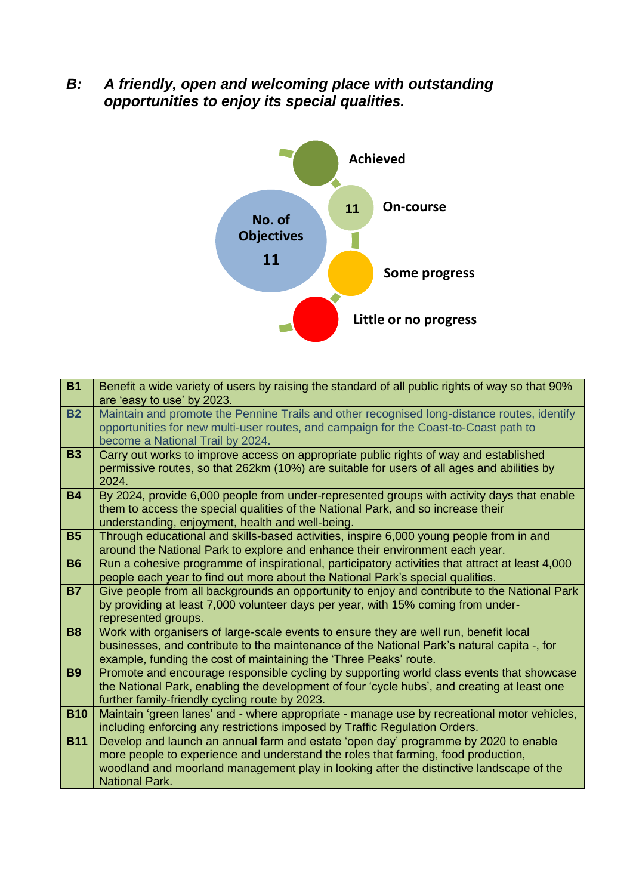## *B: A friendly, open and welcoming place with outstanding opportunities to enjoy its special qualities.*

**No. of Objectives 11**

**Achieved**

**11 On-course**

**Some progress**

**Little or no progress**

| **B1** | Benefit a wide variety of users by raising the standard of all public rights of way so that 90% are 'easy to use' by 2023. |
|---|---|
| **B2** | Maintain and promote the Pennine Trails and other recognised long-distance routes, identify opportunities for new multi-user routes, and campaign for the Coast-to-Coast path to become a National Trail by 2024. |
| **B3** | Carry out works to improve access on appropriate public rights of way and established permissive routes, so that 262km (10%) are suitable for users of all ages and abilities by 2024. |
| **B4** | By 2024, provide 6,000 people from under-represented groups with activity days that enable them to access the special qualities of the National Park, and so increase their understanding, enjoyment, health and well-being. |
| **B5** | Through educational and skills-based activities, inspire 6,000 young people from in and around the National Park to explore and enhance their environment each year. |
| **B6** | Run a cohesive programme of inspirational, participatory activities that attract at least 4,000 people each year to find out more about the National Park's special qualities. |
| **B7** | Give people from all backgrounds an opportunity to enjoy and contribute to the National Park by providing at least 7,000 volunteer days per year, with 15% coming from under-represented groups. |
| **B8** | Work with organisers of large-scale events to ensure they are well run, benefit local businesses, and contribute to the maintenance of the National Park's natural capita -, for example, funding the cost of maintaining the 'Three Peaks' route. |
| **B9** | Promote and encourage responsible cycling by supporting world class events that showcase the National Park, enabling the development of four 'cycle hubs', and creating at least one further family-friendly cycling route by 2023. |
| **B10** | Maintain 'green lanes' and - where appropriate - manage use by recreational motor vehicles, including enforcing any restrictions imposed by Traffic Regulation Orders. |
| **B11** | Develop and launch an annual farm and estate 'open day' programme by 2020 to enable more people to experience and understand the roles that farming, food production, woodland and moorland management play in looking after the distinctive landscape of the National Park. |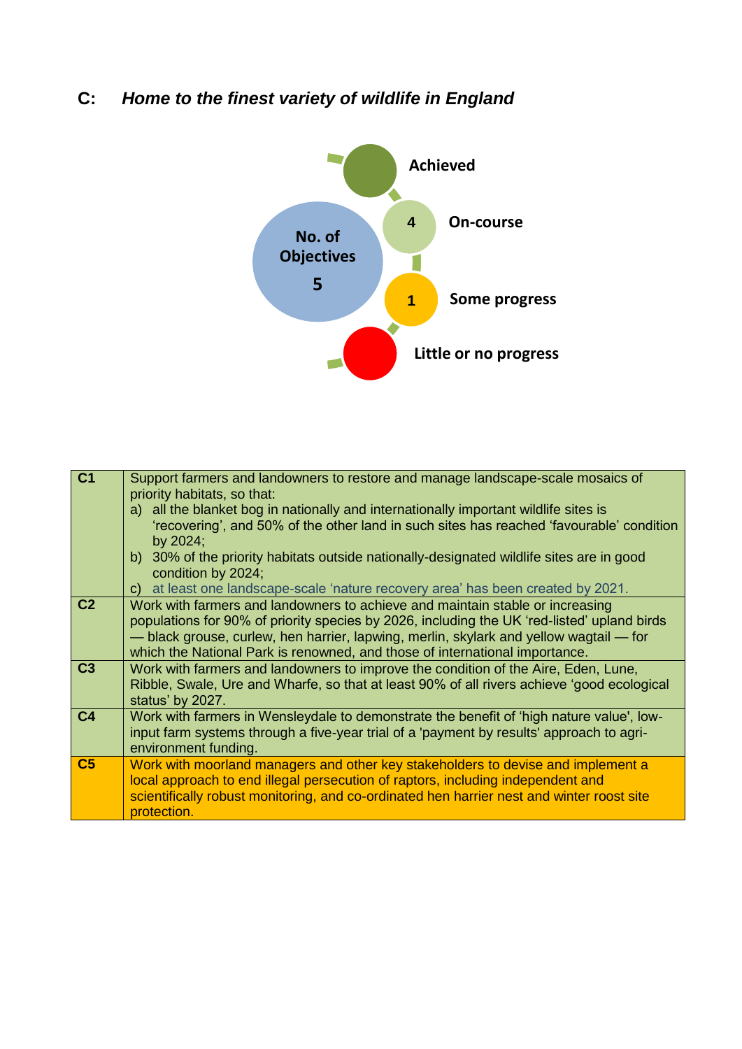## C: *Home to the finest variety of wildlife in England*

No. of Objectives **5**

- **Achieved**
- **4** **On-course**
- **1** **Some progress**
- **Little or no progress**

| | |
|---|---|
| **C1** | Support farmers and landowners to restore and manage landscape-scale mosaics of priority habitats, so that:<br>a) all the blanket bog in nationally and internationally important wildlife sites is 'recovering', and 50% of the other land in such sites has reached 'favourable' condition by 2024;<br>b) 30% of the priority habitats outside nationally-designated wildlife sites are in good condition by 2024;<br>c) at least one landscape-scale 'nature recovery area' has been created by 2021. |
| **C2** | Work with farmers and landowners to achieve and maintain stable or increasing populations for 90% of priority species by 2026, including the UK 'red-listed' upland birds — black grouse, curlew, hen harrier, lapwing, merlin, skylark and yellow wagtail — for which the National Park is renowned, and those of international importance. |
| **C3** | Work with farmers and landowners to improve the condition of the Aire, Eden, Lune, Ribble, Swale, Ure and Wharfe, so that at least 90% of all rivers achieve 'good ecological status' by 2027. |
| **C4** | Work with farmers in Wensleydale to demonstrate the benefit of 'high nature value', low-input farm systems through a five-year trial of a 'payment by results' approach to agri-environment funding. |
| **C5** | Work with moorland managers and other key stakeholders to devise and implement a local approach to end illegal persecution of raptors, including independent and scientifically robust monitoring, and co-ordinated hen harrier nest and winter roost site protection. |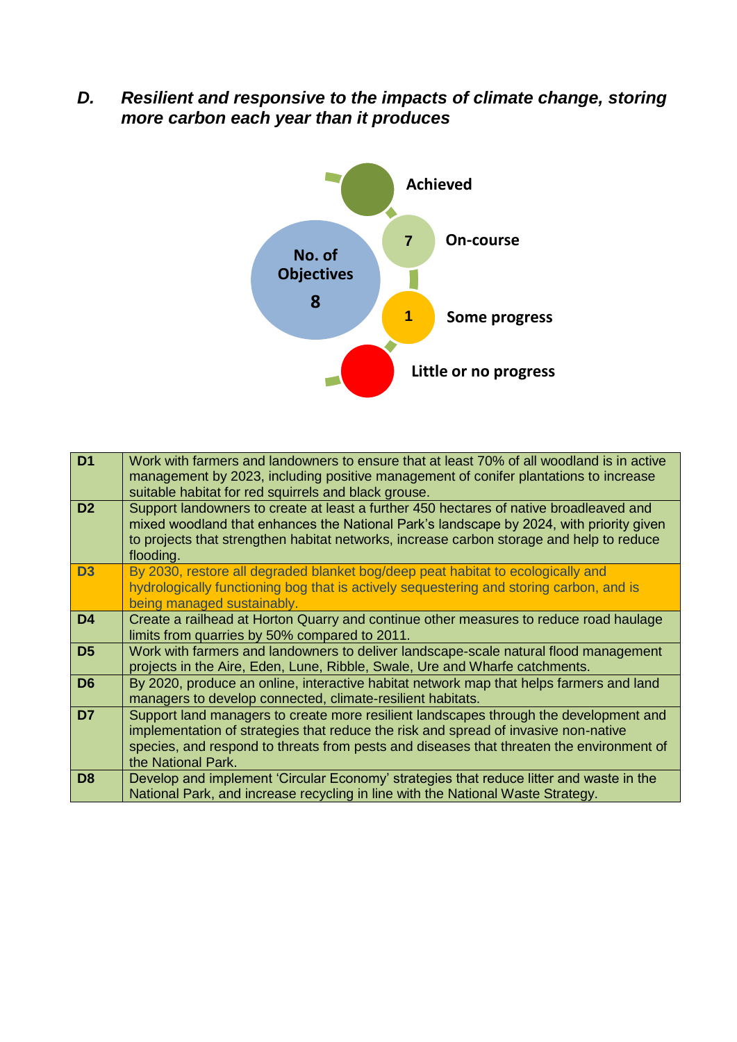### *D. Resilient and responsive to the impacts of climate change, storing more carbon each year than it produces*

No. of Objectives 8

- Achieved
- 7 On-course
- 1 Some progress
- Little or no progress

| | |
|---|---|
| **D1** | Work with farmers and landowners to ensure that at least 70% of all woodland is in active management by 2023, including positive management of conifer plantations to increase suitable habitat for red squirrels and black grouse. |
| **D2** | Support landowners to create at least a further 450 hectares of native broadleaved and mixed woodland that enhances the National Park's landscape by 2024, with priority given to projects that strengthen habitat networks, increase carbon storage and help to reduce flooding. |
| **D3** | By 2030, restore all degraded blanket bog/deep peat habitat to ecologically and hydrologically functioning bog that is actively sequestering and storing carbon, and is being managed sustainably. |
| **D4** | Create a railhead at Horton Quarry and continue other measures to reduce road haulage limits from quarries by 50% compared to 2011. |
| **D5** | Work with farmers and landowners to deliver landscape-scale natural flood management projects in the Aire, Eden, Lune, Ribble, Swale, Ure and Wharfe catchments. |
| **D6** | By 2020, produce an online, interactive habitat network map that helps farmers and land managers to develop connected, climate-resilient habitats. |
| **D7** | Support land managers to create more resilient landscapes through the development and implementation of strategies that reduce the risk and spread of invasive non-native species, and respond to threats from pests and diseases that threaten the environment of the National Park. |
| **D8** | Develop and implement 'Circular Economy' strategies that reduce litter and waste in the National Park, and increase recycling in line with the National Waste Strategy. |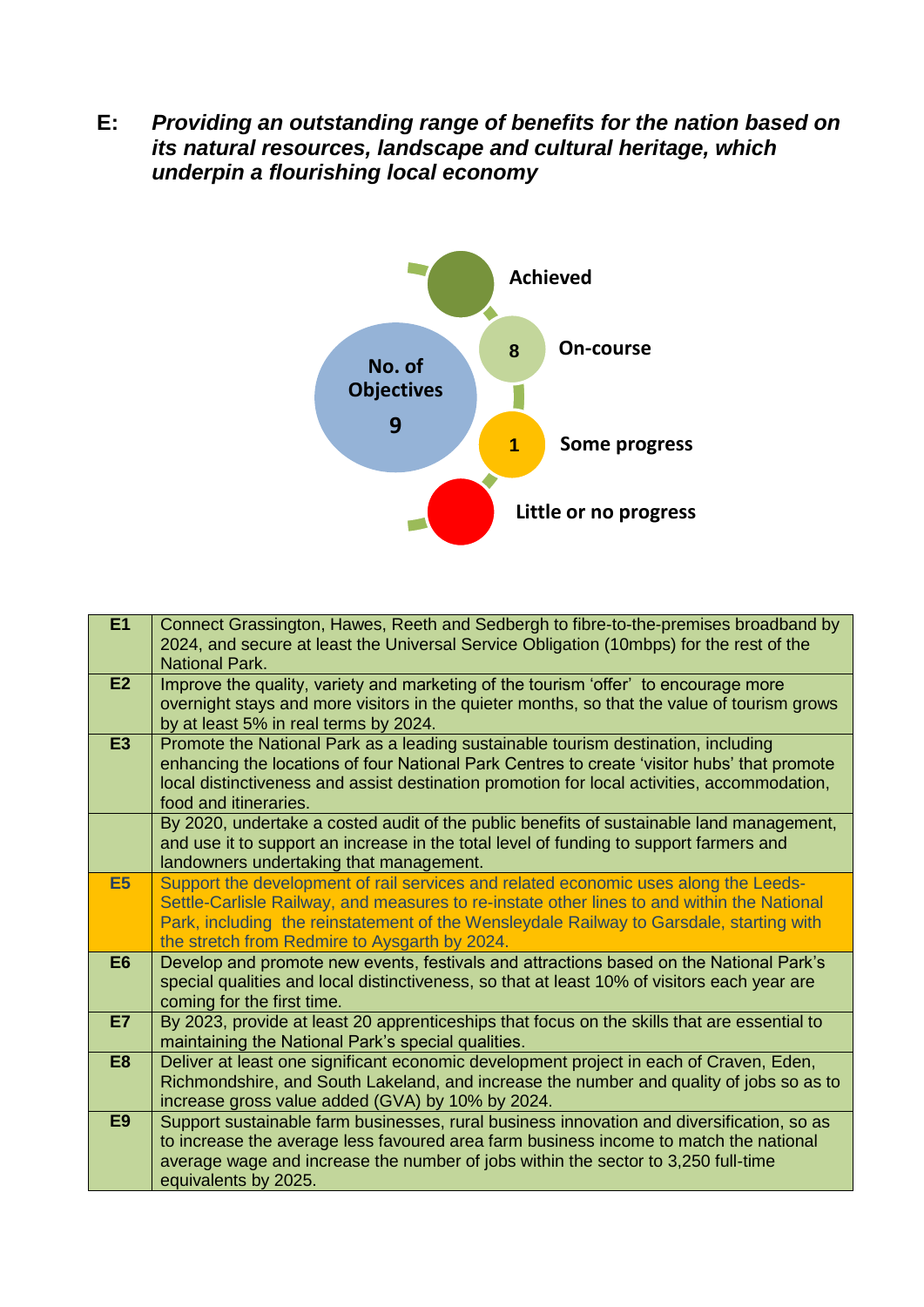## E: *Providing an outstanding range of benefits for the nation based on its natural resources, landscape and cultural heritage, which underpin a flourishing local economy*

No. of Objectives 9

- Achieved
- 8 On-course
- 1 Some progress
- Little or no progress

| | |
|---|---|
| **E1** | Connect Grassington, Hawes, Reeth and Sedbergh to fibre-to-the-premises broadband by 2024, and secure at least the Universal Service Obligation (10mbps) for the rest of the National Park. |
| **E2** | Improve the quality, variety and marketing of the tourism 'offer' to encourage more overnight stays and more visitors in the quieter months, so that the value of tourism grows by at least 5% in real terms by 2024. |
| **E3** | Promote the National Park as a leading sustainable tourism destination, including enhancing the locations of four National Park Centres to create 'visitor hubs' that promote local distinctiveness and assist destination promotion for local activities, accommodation, food and itineraries. |
| | By 2020, undertake a costed audit of the public benefits of sustainable land management, and use it to support an increase in the total level of funding to support farmers and landowners undertaking that management. |
| **E5** | Support the development of rail services and related economic uses along the Leeds-Settle-Carlisle Railway, and measures to re-instate other lines to and within the National Park, including the reinstatement of the Wensleydale Railway to Garsdale, starting with the stretch from Redmire to Aysgarth by 2024. |
| **E6** | Develop and promote new events, festivals and attractions based on the National Park's special qualities and local distinctiveness, so that at least 10% of visitors each year are coming for the first time. |
| **E7** | By 2023, provide at least 20 apprenticeships that focus on the skills that are essential to maintaining the National Park's special qualities. |
| **E8** | Deliver at least one significant economic development project in each of Craven, Eden, Richmondshire, and South Lakeland, and increase the number and quality of jobs so as to increase gross value added (GVA) by 10% by 2024. |
| **E9** | Support sustainable farm businesses, rural business innovation and diversification, so as to increase the average less favoured area farm business income to match the national average wage and increase the number of jobs within the sector to 3,250 full-time equivalents by 2025. |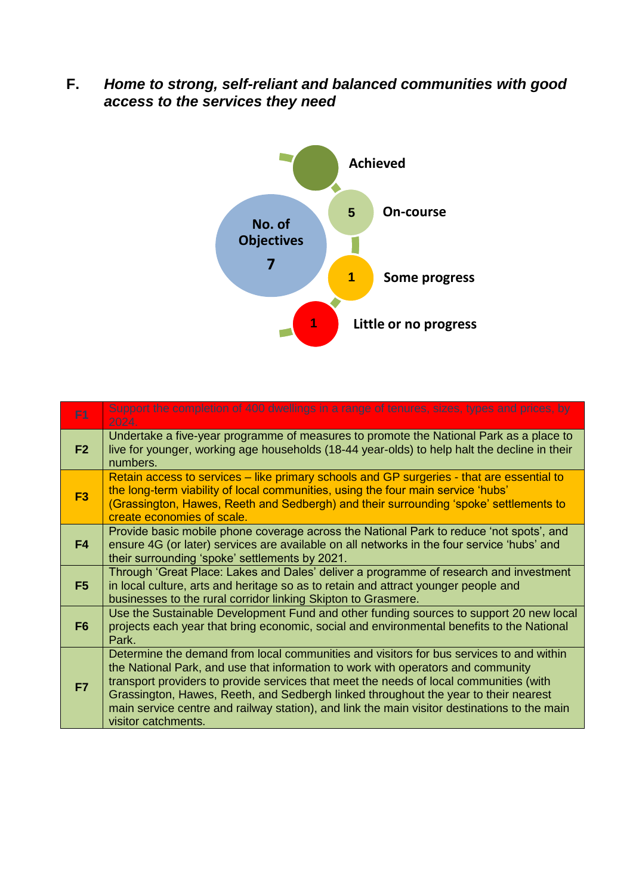## F. *Home to strong, self-reliant and balanced communities with good access to the services they need*

No. of Objectives 7

Achieved

5 On-course

1 Some progress

1 Little or no progress

| | |
|---|---|
| **F1** | Support the completion of 400 dwellings in a range of tenures, sizes, types and prices, by 2024. |
| **F2** | Undertake a five-year programme of measures to promote the National Park as a place to live for younger, working age households (18-44 year-olds) to help halt the decline in their numbers. |
| **F3** | Retain access to services – like primary schools and GP surgeries - that are essential to the long-term viability of local communities, using the four main service 'hubs' (Grassington, Hawes, Reeth and Sedbergh) and their surrounding 'spoke' settlements to create economies of scale. |
| **F4** | Provide basic mobile phone coverage across the National Park to reduce 'not spots', and ensure 4G (or later) services are available on all networks in the four service 'hubs' and their surrounding 'spoke' settlements by 2021. |
| **F5** | Through 'Great Place: Lakes and Dales' deliver a programme of research and investment in local culture, arts and heritage so as to retain and attract younger people and businesses to the rural corridor linking Skipton to Grasmere. |
| **F6** | Use the Sustainable Development Fund and other funding sources to support 20 new local projects each year that bring economic, social and environmental benefits to the National Park. |
| **F7** | Determine the demand from local communities and visitors for bus services to and within the National Park, and use that information to work with operators and community transport providers to provide services that meet the needs of local communities (with Grassington, Hawes, Reeth, and Sedbergh linked throughout the year to their nearest main service centre and railway station), and link the main visitor destinations to the main visitor catchments. |